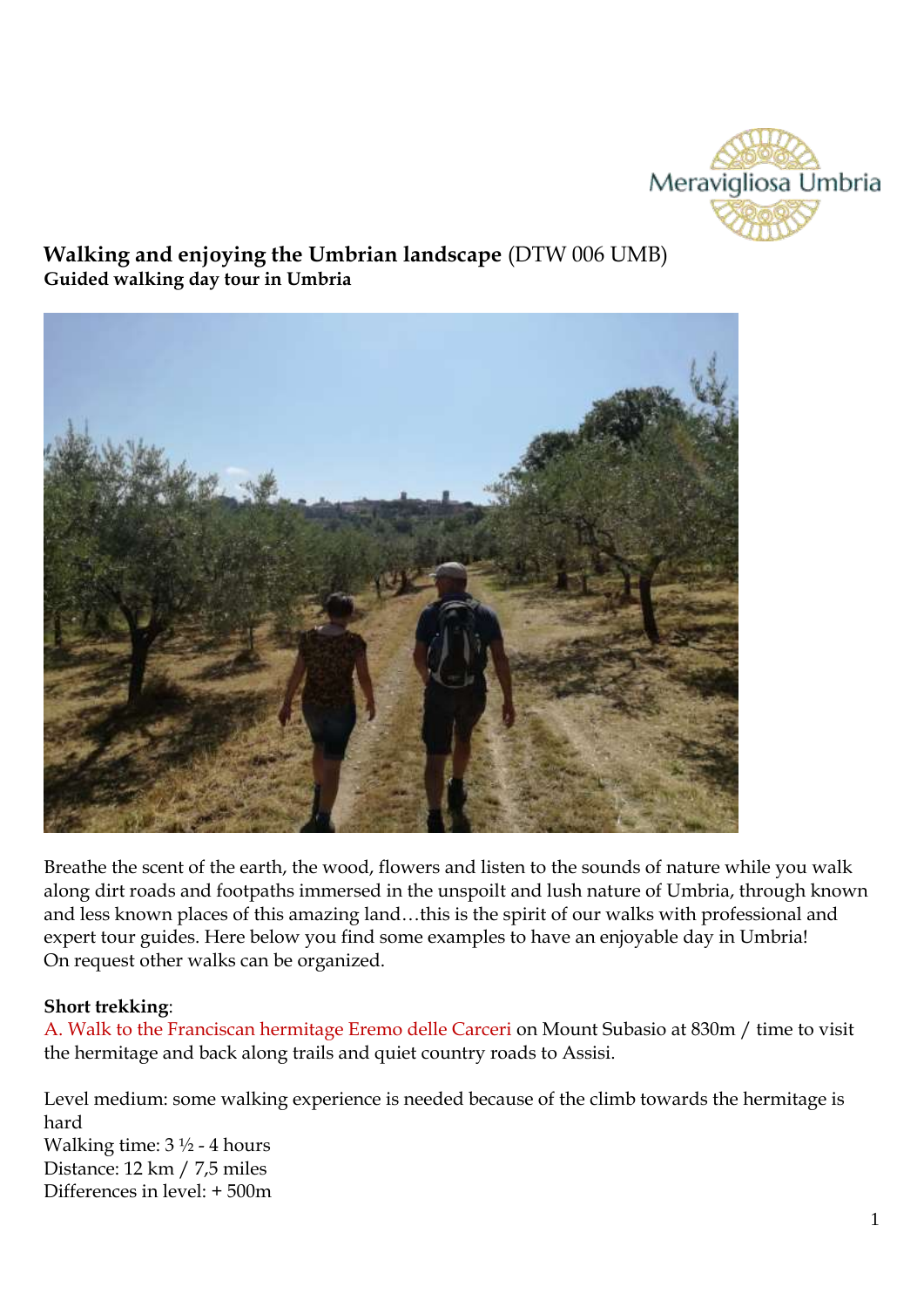# **Walking and enjoying the Umbrian landscape** (DTW 006 UMB)

**Guided walking day tour in Umbria**

Breathe the scent of the earth, the wood, flowers and listen to the sounds of nature while you walk along dirt roads and footpaths immersed in the unspoilt and lush nature of Umbria, through known and less known places of this amazing land…this is the spirit of our walks with professional and expert tour guides. Here below you find some examples to have an enjoyable day in Umbria!
On request other walks can be organized.

**Short trekking**:

A. Walk to the Franciscan hermitage Eremo delle Carceri on Mount Subasio at 830m / time to visit the hermitage and back along trails and quiet country roads to Assisi.

Level medium: some walking experience is needed because of the climb towards the hermitage is hard
Walking time: 3 ½ - 4 hours
Distance: 12 km / 7,5 miles
Differences in level: + 500m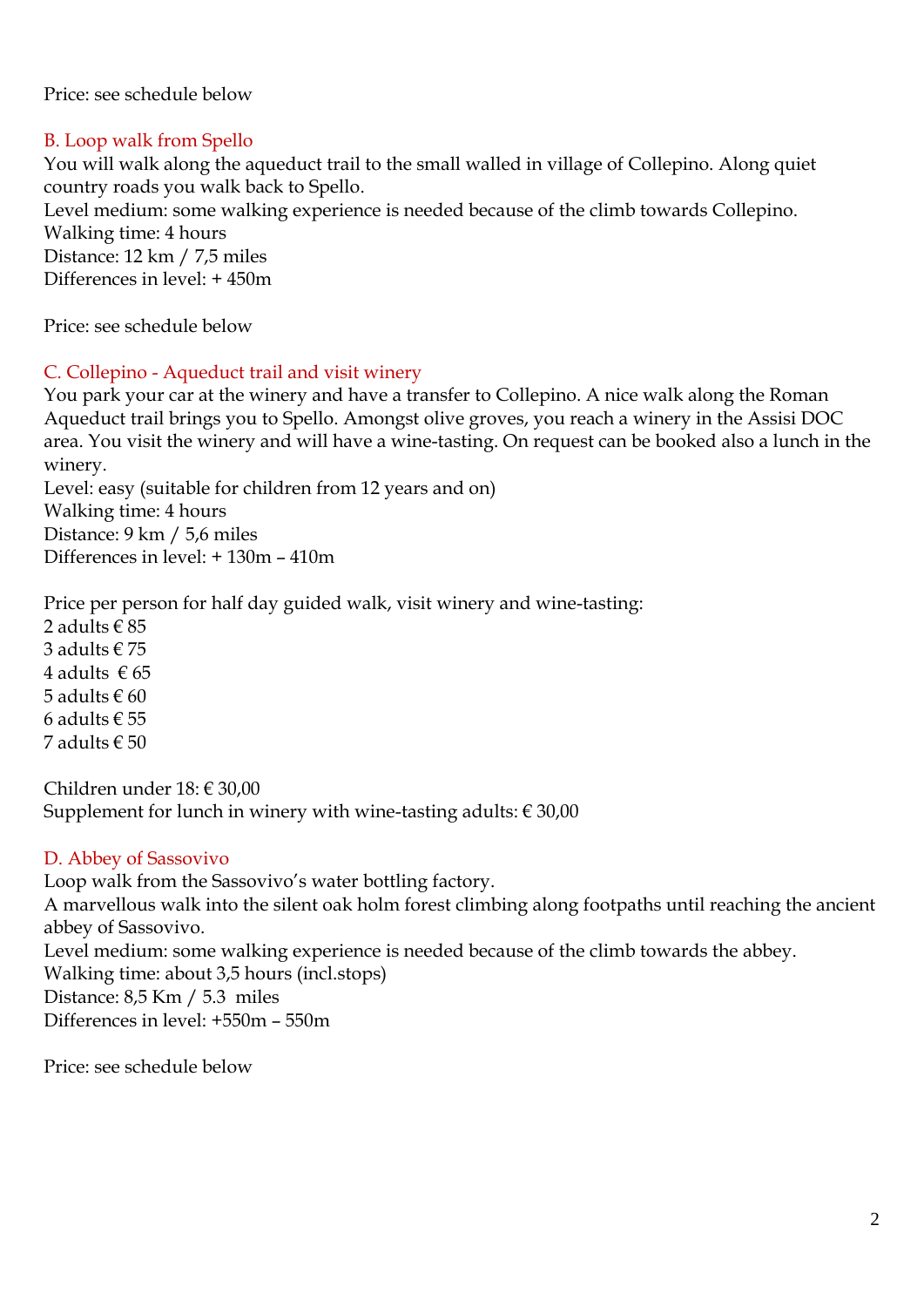Price: see schedule below

## B. Loop walk from Spello

You will walk along the aqueduct trail to the small walled in village of Collepino. Along quiet country roads you walk back to Spello.
Level medium: some walking experience is needed because of the climb towards Collepino.
Walking time: 4 hours
Distance: 12 km / 7,5 miles
Differences in level: + 450m

Price: see schedule below

## C. Collepino - Aqueduct trail and visit winery

You park your car at the winery and have a transfer to Collepino. A nice walk along the Roman Aqueduct trail brings you to Spello. Amongst olive groves, you reach a winery in the Assisi DOC area. You visit the winery and will have a wine-tasting. On request can be booked also a lunch in the winery.
Level: easy (suitable for children from 12 years and on)
Walking time: 4 hours
Distance: 9 km / 5,6 miles
Differences in level: + 130m – 410m

Price per person for half day guided walk, visit winery and wine-tasting:
2 adults € 85
3 adults € 75
4 adults € 65
5 adults € 60
6 adults € 55
7 adults € 50

Children under 18: € 30,00
Supplement for lunch in winery with wine-tasting adults: € 30,00

## D. Abbey of Sassovivo

Loop walk from the Sassovivo's water bottling factory.
A marvellous walk into the silent oak holm forest climbing along footpaths until reaching the ancient abbey of Sassovivo.
Level medium: some walking experience is needed because of the climb towards the abbey.
Walking time: about 3,5 hours (incl.stops)
Distance: 8,5 Km / 5.3 miles
Differences in level: +550m – 550m

Price: see schedule below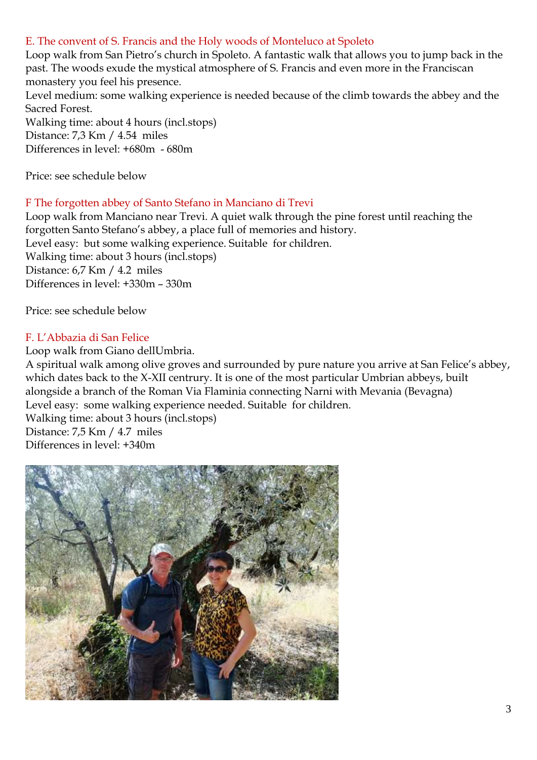### E. The convent of S. Francis and the Holy woods of Monteluco at Spoleto

Loop walk from San Pietro's church in Spoleto. A fantastic walk that allows you to jump back in the past. The woods exude the mystical atmosphere of S. Francis and even more in the Franciscan monastery you feel his presence.
Level medium: some walking experience is needed because of the climb towards the abbey and the Sacred Forest.
Walking time: about 4 hours (incl.stops)
Distance: 7,3 Km / 4.54 miles
Differences in level: +680m - 680m

Price: see schedule below

### F The forgotten abbey of Santo Stefano in Manciano di Trevi

Loop walk from Manciano near Trevi. A quiet walk through the pine forest until reaching the forgotten Santo Stefano's abbey, a place full of memories and history.
Level easy: but some walking experience. Suitable for children.
Walking time: about 3 hours (incl.stops)
Distance: 6,7 Km / 4.2 miles
Differences in level: +330m – 330m

Price: see schedule below

### F. L'Abbazia di San Felice

Loop walk from Giano dellUmbria.
A spiritual walk among olive groves and surrounded by pure nature you arrive at San Felice's abbey, which dates back to the X-XII centrury. It is one of the most particular Umbrian abbeys, built alongside a branch of the Roman Via Flaminia connecting Narni with Mevania (Bevagna)
Level easy: some walking experience needed. Suitable for children.
Walking time: about 3 hours (incl.stops)
Distance: 7,5 Km / 4.7 miles
Differences in level: +340m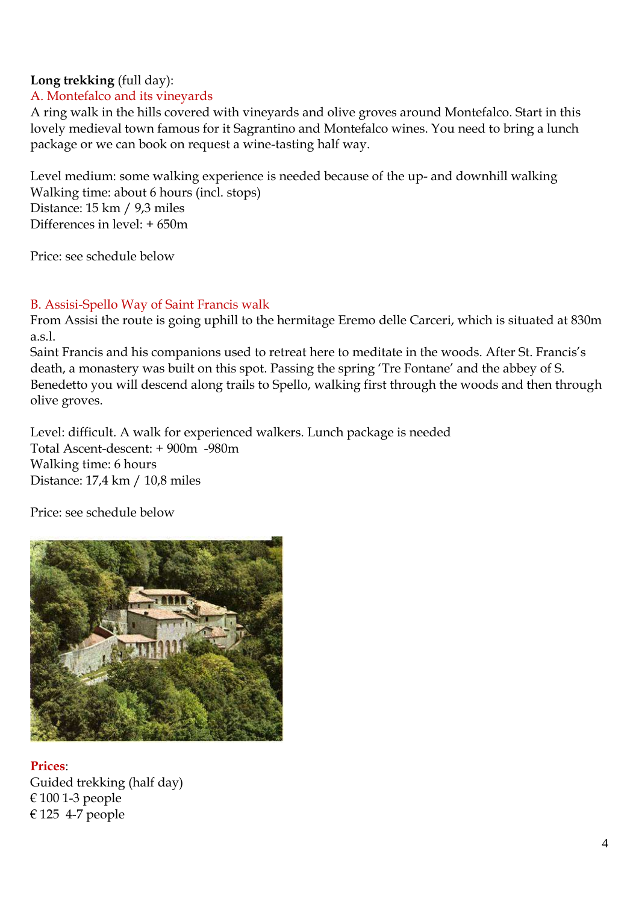**Long trekking** (full day):

A. Montefalco and its vineyards

A ring walk in the hills covered with vineyards and olive groves around Montefalco. Start in this lovely medieval town famous for it Sagrantino and Montefalco wines. You need to bring a lunch package or we can book on request a wine-tasting half way.

Level medium: some walking experience is needed because of the up- and downhill walking
Walking time: about 6 hours (incl. stops)
Distance: 15 km / 9,3 miles
Differences in level: + 650m

Price: see schedule below

B. Assisi-Spello Way of Saint Francis walk

From Assisi the route is going uphill to the hermitage Eremo delle Carceri, which is situated at 830m a.s.l.
Saint Francis and his companions used to retreat here to meditate in the woods. After St. Francis's death, a monastery was built on this spot. Passing the spring 'Tre Fontane' and the abbey of S. Benedetto you will descend along trails to Spello, walking first through the woods and then through olive groves.

Level: difficult. A walk for experienced walkers. Lunch package is needed
Total Ascent-descent: + 900m -980m
Walking time: 6 hours
Distance: 17,4 km / 10,8 miles

Price: see schedule below

**Prices**:
Guided trekking (half day)
€ 100 1-3 people
€ 125 4-7 people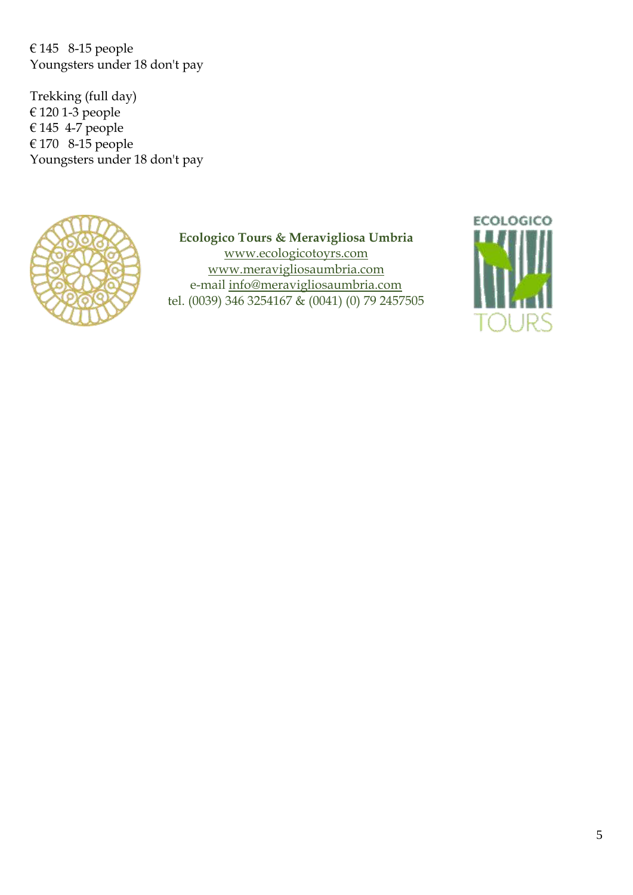€ 145   8-15 people
Youngsters under 18 don't pay

Trekking (full day)
€ 120 1-3 people
€ 145  4-7 people
€ 170   8-15 people
Youngsters under 18 don't pay

**Ecologico Tours & Meravigliosa Umbria**
www.ecologicotoyrs.com
www.meravigliosaumbria.com
e-mail info@meravigliosaumbria.com
tel. (0039) 346 3254167 & (0041) (0) 79 2457505